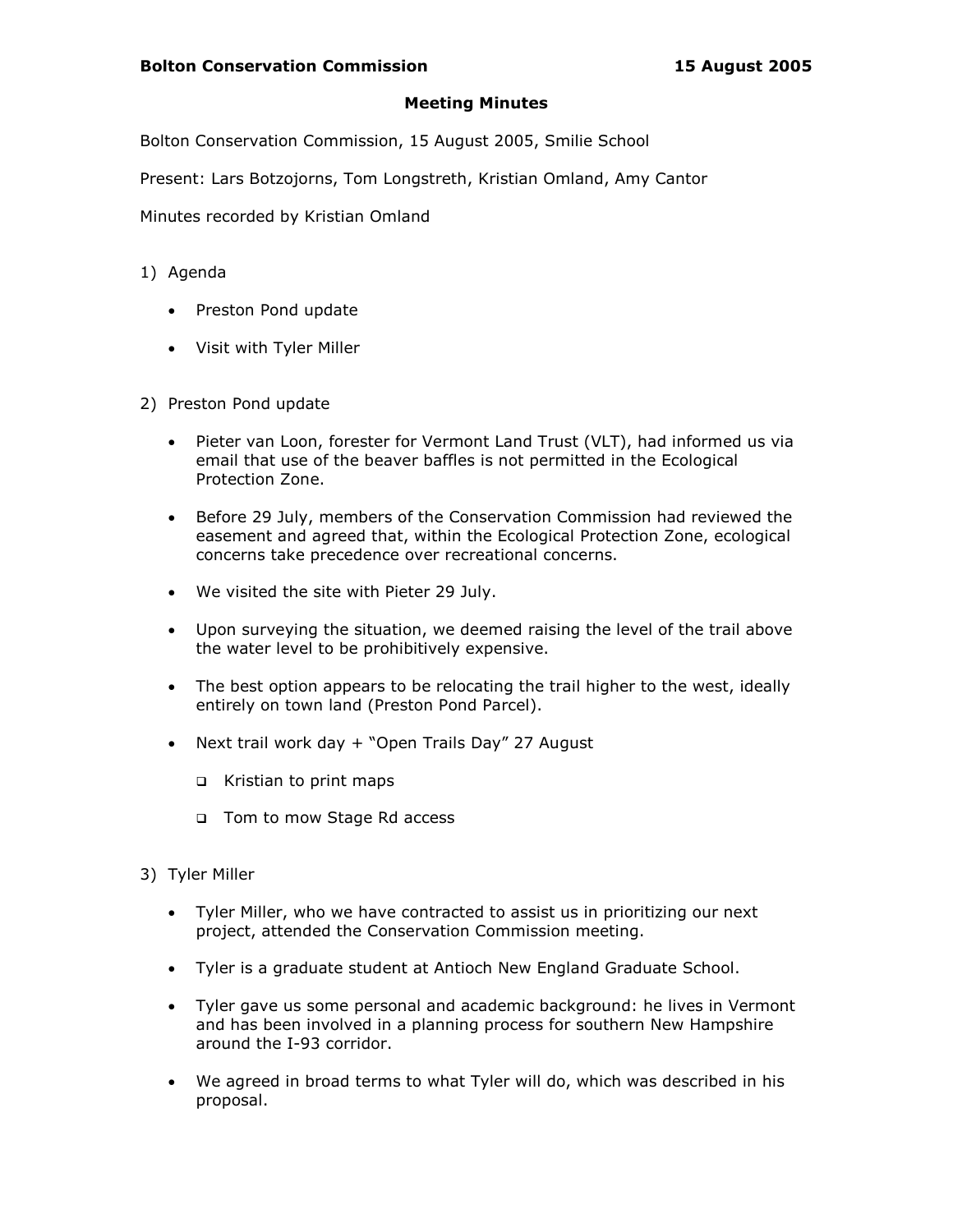**Bolton Conservation Commission** **15 August 2005**

# Meeting Minutes

Bolton Conservation Commission, 15 August 2005, Smilie School

Present: Lars Botzojorns, Tom Longstreth, Kristian Omland, Amy Cantor

Minutes recorded by Kristian Omland

1) Agenda

    - Preston Pond update
    - Visit with Tyler Miller

2) Preston Pond update

    - Pieter van Loon, forester for Vermont Land Trust (VLT), had informed us via email that use of the beaver baffles is not permitted in the Ecological Protection Zone.
    - Before 29 July, members of the Conservation Commission had reviewed the easement and agreed that, within the Ecological Protection Zone, ecological concerns take precedence over recreational concerns.
    - We visited the site with Pieter 29 July.
    - Upon surveying the situation, we deemed raising the level of the trail above the water level to be prohibitively expensive.
    - The best option appears to be relocating the trail higher to the west, ideally entirely on town land (Preston Pond Parcel).
    - Next trail work day + "Open Trails Day" 27 August
        - Kristian to print maps
        - Tom to mow Stage Rd access

3) Tyler Miller

    - Tyler Miller, who we have contracted to assist us in prioritizing our next project, attended the Conservation Commission meeting.
    - Tyler is a graduate student at Antioch New England Graduate School.
    - Tyler gave us some personal and academic background: he lives in Vermont and has been involved in a planning process for southern New Hampshire around the I-93 corridor.
    - We agreed in broad terms to what Tyler will do, which was described in his proposal.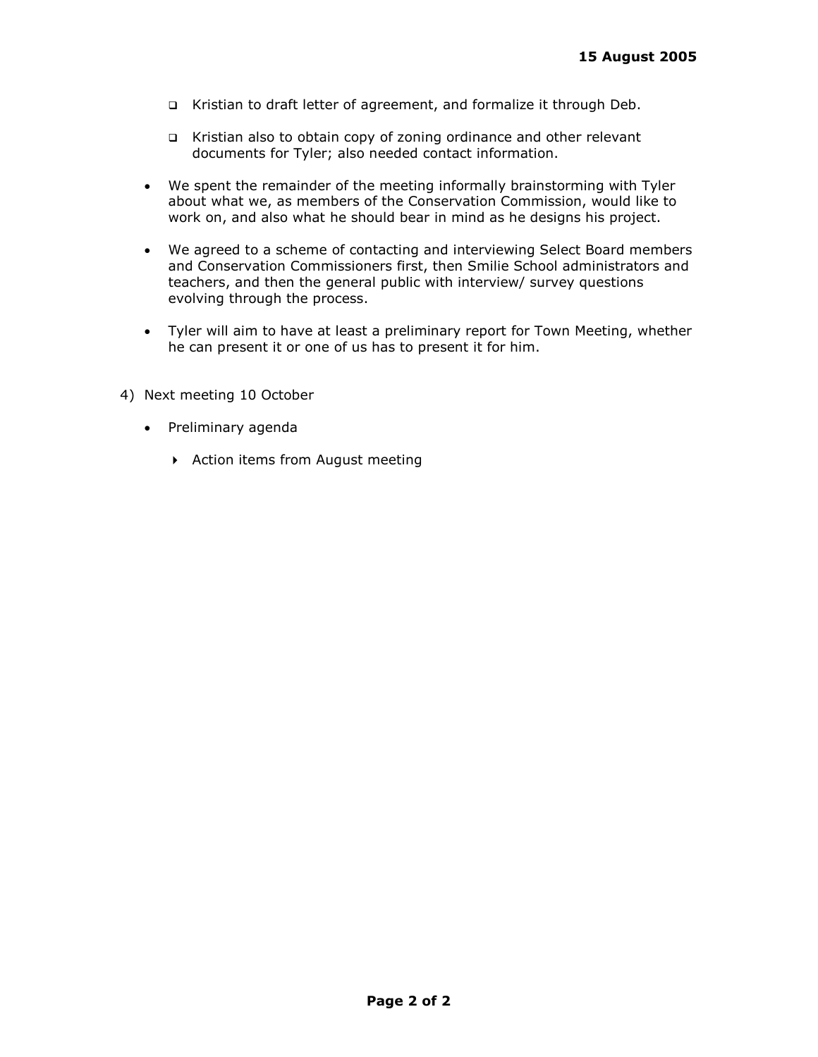- Kristian to draft letter of agreement, and formalize it through Deb.

    - Kristian also to obtain copy of zoning ordinance and other relevant documents for Tyler; also needed contact information.

- We spent the remainder of the meeting informally brainstorming with Tyler about what we, as members of the Conservation Commission, would like to work on, and also what he should bear in mind as he designs his project.

- We agreed to a scheme of contacting and interviewing Select Board members and Conservation Commissioners first, then Smilie School administrators and teachers, and then the general public with interview/ survey questions evolving through the process.

- Tyler will aim to have at least a preliminary report for Town Meeting, whether he can present it or one of us has to present it for him.

4) Next meeting 10 October

- Preliminary agenda

    - Action items from August meeting